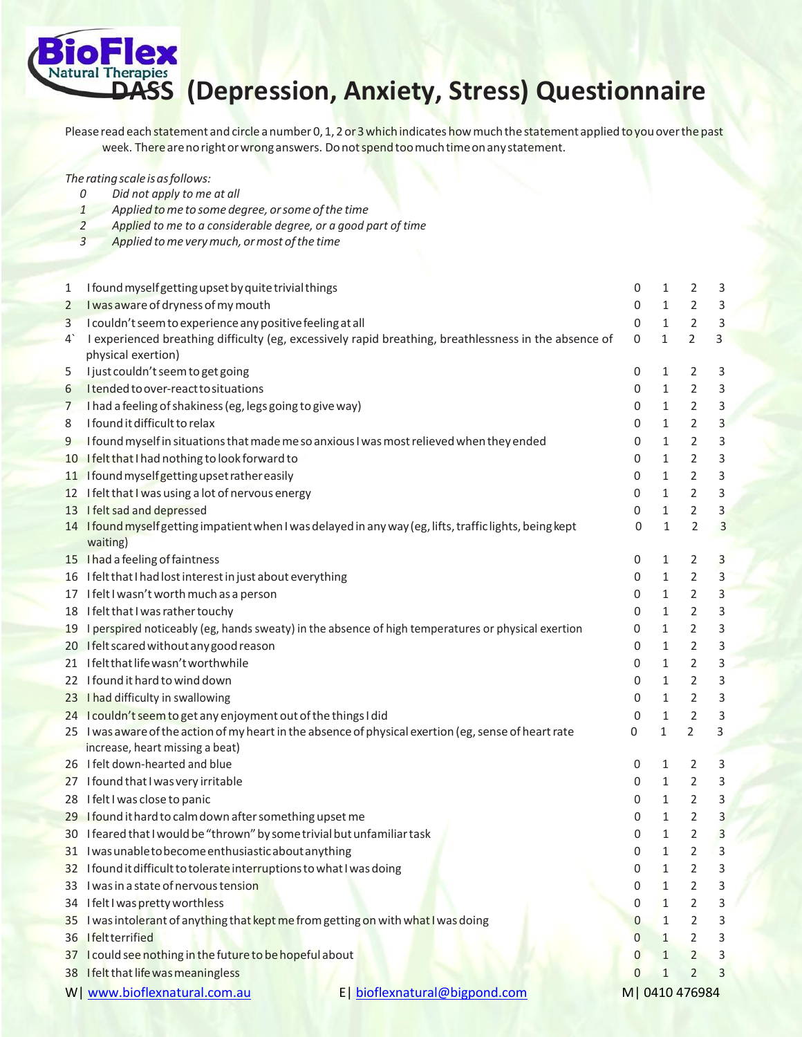BioFlex Natural Therapies

# DASS (Depression, Anxiety, Stress) Questionnaire

Please read each statement and circle a number 0, 1, 2 or 3 which indicates how much the statement applied to you over the past week. There are no right or wrong answers. Do not spend too much time on any statement.

*The rating scale is as follows:*

*0 Did not apply to me at all*
*1 Applied to me to some degree, or some of the time*
*2 Applied to me to a considerable degree, or a good part of time*
*3 Applied to me very much, or most of the time*

| | | | | | |
|---|---|---|---|---|---|
| 1 | I found myself getting upset by quite trivial things | 0 | 1 | 2 | 3 |
| 2 | I was aware of dryness of my mouth | 0 | 1 | 2 | 3 |
| 3 | I couldn't seem to experience any positive feeling at all | 0 | 1 | 2 | 3 |
| 4` | I experienced breathing difficulty (eg, excessively rapid breathing, breathlessness in the absence of physical exertion) | 0 | 1 | 2 | 3 |
| 5 | I just couldn't seem to get going | 0 | 1 | 2 | 3 |
| 6 | I tended to over-react to situations | 0 | 1 | 2 | 3 |
| 7 | I had a feeling of shakiness (eg, legs going to give way) | 0 | 1 | 2 | 3 |
| 8 | I found it difficult to relax | 0 | 1 | 2 | 3 |
| 9 | I found myself in situations that made me so anxious I was most relieved when they ended | 0 | 1 | 2 | 3 |
| 10 | I felt that I had nothing to look forward to | 0 | 1 | 2 | 3 |
| 11 | I found myself getting upset rather easily | 0 | 1 | 2 | 3 |
| 12 | I felt that I was using a lot of nervous energy | 0 | 1 | 2 | 3 |
| 13 | I felt sad and depressed | 0 | 1 | 2 | 3 |
| 14 | I found myself getting impatient when I was delayed in any way (eg, lifts, traffic lights, being kept waiting) | 0 | 1 | 2 | 3 |
| 15 | I had a feeling of faintness | 0 | 1 | 2 | 3 |
| 16 | I felt that I had lost interest in just about everything | 0 | 1 | 2 | 3 |
| 17 | I felt I wasn't worth much as a person | 0 | 1 | 2 | 3 |
| 18 | I felt that I was rather touchy | 0 | 1 | 2 | 3 |
| 19 | I perspired noticeably (eg, hands sweaty) in the absence of high temperatures or physical exertion | 0 | 1 | 2 | 3 |
| 20 | I felt scared without any good reason | 0 | 1 | 2 | 3 |
| 21 | I felt that life wasn't worthwhile | 0 | 1 | 2 | 3 |
| 22 | I found it hard to wind down | 0 | 1 | 2 | 3 |
| 23 | I had difficulty in swallowing | 0 | 1 | 2 | 3 |
| 24 | I couldn't seem to get any enjoyment out of the things I did | 0 | 1 | 2 | 3 |
| 25 | I was aware of the action of my heart in the absence of physical exertion (eg, sense of heart rate increase, heart missing a beat) | 0 | 1 | 2 | 3 |
| 26 | I felt down-hearted and blue | 0 | 1 | 2 | 3 |
| 27 | I found that I was very irritable | 0 | 1 | 2 | 3 |
| 28 | I felt I was close to panic | 0 | 1 | 2 | 3 |
| 29 | I found it hard to calm down after something upset me | 0 | 1 | 2 | 3 |
| 30 | I feared that I would be "thrown" by some trivial but unfamiliar task | 0 | 1 | 2 | 3 |
| 31 | I was unable to become enthusiastic about anything | 0 | 1 | 2 | 3 |
| 32 | I found it difficult to tolerate interruptions to what I was doing | 0 | 1 | 2 | 3 |
| 33 | I was in a state of nervous tension | 0 | 1 | 2 | 3 |
| 34 | I felt I was pretty worthless | 0 | 1 | 2 | 3 |
| 35 | I was intolerant of anything that kept me from getting on with what I was doing | 0 | 1 | 2 | 3 |
| 36 | I felt terrified | 0 | 1 | 2 | 3 |
| 37 | I could see nothing in the future to be hopeful about | 0 | 1 | 2 | 3 |
| 38 | I felt that life was meaningless | 0 | 1 | 2 | 3 |

W| www.bioflexnatural.com.au E| bioflexnatural@bigpond.com M| 0410 476984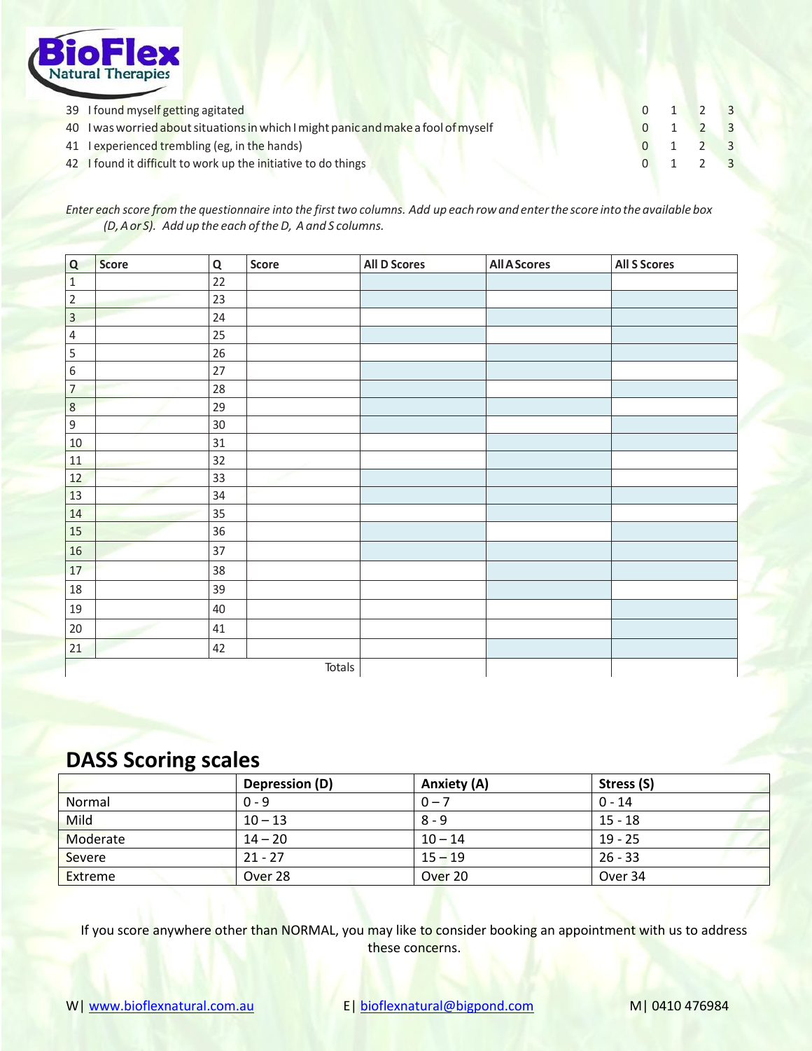| | | 0 | 1 | 2 | 3 |
|---|---|---|---|---|---|
| 39 | I found myself getting agitated | 0 | 1 | 2 | 3 |
| 40 | I was worried about situations in which I might panic and make a fool of myself | 0 | 1 | 2 | 3 |
| 41 | I experienced trembling (eg, in the hands) | 0 | 1 | 2 | 3 |
| 42 | I found it difficult to work up the initiative to do things | 0 | 1 | 2 | 3 |

*Enter each score from the questionnaire into the first two columns. Add up each row and enter the score into the available box (D, A or S). Add up the each of the D, A and S columns.*

| Q | Score | Q | Score | All D Scores | All A Scores | All S Scores |
|---|---|---|---|---|---|---|
| 1 | | 22 | | | | |
| 2 | | 23 | | | | |
| 3 | | 24 | | | | |
| 4 | | 25 | | | | |
| 5 | | 26 | | | | |
| 6 | | 27 | | | | |
| 7 | | 28 | | | | |
| 8 | | 29 | | | | |
| 9 | | 30 | | | | |
| 10 | | 31 | | | | |
| 11 | | 32 | | | | |
| 12 | | 33 | | | | |
| 13 | | 34 | | | | |
| 14 | | 35 | | | | |
| 15 | | 36 | | | | |
| 16 | | 37 | | | | |
| 17 | | 38 | | | | |
| 18 | | 39 | | | | |
| 19 | | 40 | | | | |
| 20 | | 41 | | | | |
| 21 | | 42 | | | | |
| | | | Totals | | | |

## DASS Scoring scales

| | Depression (D) | Anxiety (A) | Stress (S) |
|---|---|---|---|
| Normal | 0 - 9 | 0 – 7 | 0 - 14 |
| Mild | 10 – 13 | 8 - 9 | 15 - 18 |
| Moderate | 14 – 20 | 10 – 14 | 19 - 25 |
| Severe | 21 - 27 | 15 – 19 | 26 - 33 |
| Extreme | Over 28 | Over 20 | Over 34 |

If you score anywhere other than NORMAL, you may like to consider booking an appointment with us to address these concerns.

W| www.bioflexnatural.com.au E| bioflexnatural@bigpond.com M| 0410 476984